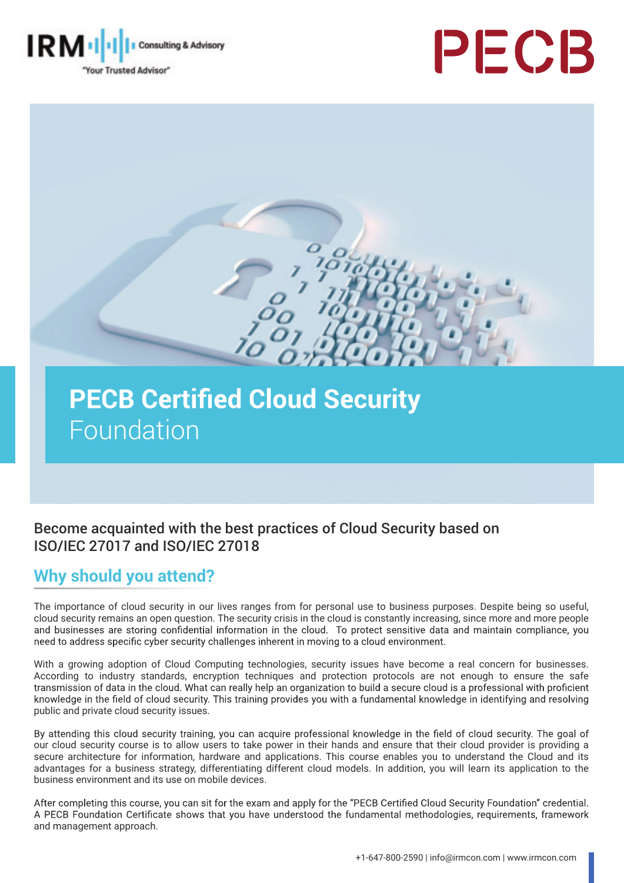# PECB Certified Cloud Security Foundation

Become acquainted with the best practices of Cloud Security based on ISO/IEC 27017 and ISO/IEC 27018

## Why should you attend?

The importance of cloud security in our lives ranges from for personal use to business purposes. Despite being so useful, cloud security remains an open question. The security crisis in the cloud is constantly increasing, since more and more people and businesses are storing confidential information in the cloud. To protect sensitive data and maintain compliance, you need to address specific cyber security challenges inherent in moving to a cloud environment.

With a growing adoption of Cloud Computing technologies, security issues have become a real concern for businesses. According to industry standards, encryption techniques and protection protocols are not enough to ensure the safe transmission of data in the cloud. What can really help an organization to build a secure cloud is a professional with proficient knowledge in the field of cloud security. This training provides you with a fundamental knowledge in identifying and resolving public and private cloud security issues.

By attending this cloud security training, you can acquire professional knowledge in the field of cloud security. The goal of our cloud security course is to allow users to take power in their hands and ensure that their cloud provider is providing a secure architecture for information, hardware and applications. This course enables you to understand the Cloud and its advantages for a business strategy, differentiating different cloud models. In addition, you will learn its application to the business environment and its use on mobile devices.

After completing this course, you can sit for the exam and apply for the "PECB Certified Cloud Security Foundation" credential. A PECB Foundation Certificate shows that you have understood the fundamental methodologies, requirements, framework and management approach.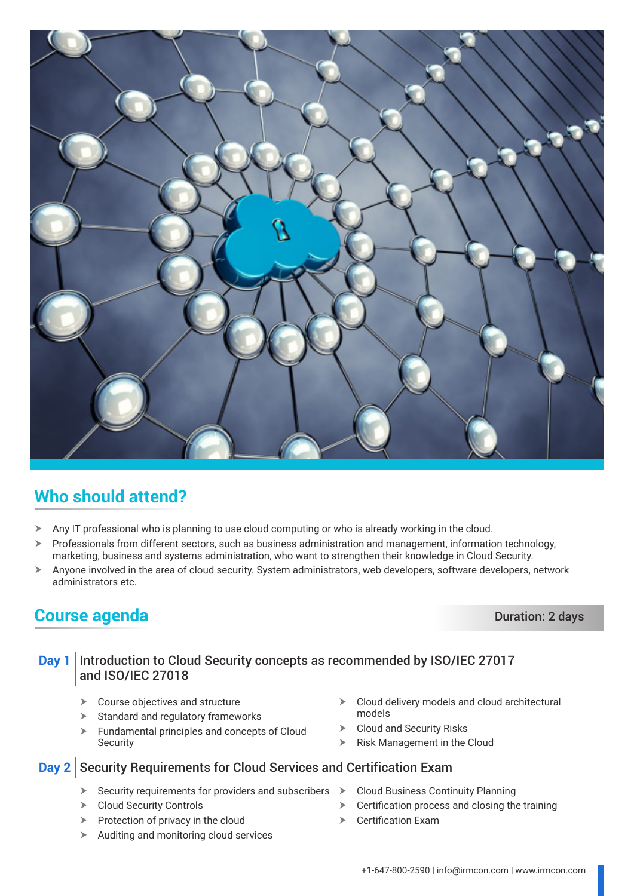## Who should attend?

- Any IT professional who is planning to use cloud computing or who is already working in the cloud.
- Professionals from different sectors, such as business administration and management, information technology, marketing, business and systems administration, who want to strengthen their knowledge in Cloud Security.
- Anyone involved in the area of cloud security. System administrators, web developers, software developers, network administrators etc.

## Course agenda

**Duration: 2 days**

### Day 1 | Introduction to Cloud Security concepts as recommended by ISO/IEC 27017 and ISO/IEC 27018

- Course objectives and structure
- Standard and regulatory frameworks
- Fundamental principles and concepts of Cloud Security
- Cloud delivery models and cloud architectural models
- Cloud and Security Risks
- Risk Management in the Cloud

### Day 2 | Security Requirements for Cloud Services and Certification Exam

- Security requirements for providers and subscribers
- Cloud Security Controls
- Protection of privacy in the cloud
- Auditing and monitoring cloud services
- Cloud Business Continuity Planning
- Certification process and closing the training
- Certification Exam

+1-647-800-2590 | info@irmcon.com | www.irmcon.com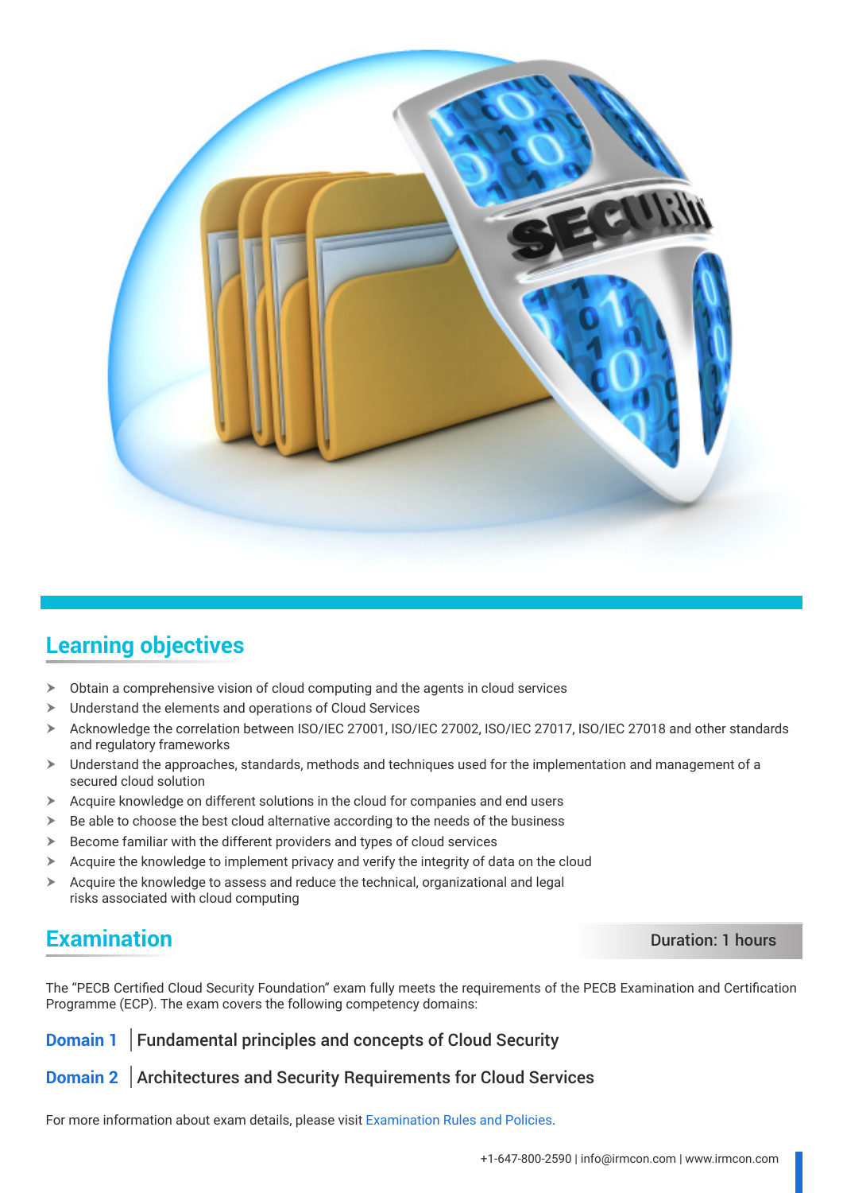## Learning objectives

- Obtain a comprehensive vision of cloud computing and the agents in cloud services
- Understand the elements and operations of Cloud Services
- Acknowledge the correlation between ISO/IEC 27001, ISO/IEC 27002, ISO/IEC 27017, ISO/IEC 27018 and other standards and regulatory frameworks
- Understand the approaches, standards, methods and techniques used for the implementation and management of a secured cloud solution
- Acquire knowledge on different solutions in the cloud for companies and end users
- Be able to choose the best cloud alternative according to the needs of the business
- Become familiar with the different providers and types of cloud services
- Acquire the knowledge to implement privacy and verify the integrity of data on the cloud
- Acquire the knowledge to assess and reduce the technical, organizational and legal risks associated with cloud computing

## Examination

**Duration: 1 hours**

The "PECB Certified Cloud Security Foundation" exam fully meets the requirements of the PECB Examination and Certification Programme (ECP). The exam covers the following competency domains:

**Domain 1** | Fundamental principles and concepts of Cloud Security

**Domain 2** | Architectures and Security Requirements for Cloud Services

For more information about exam details, please visit Examination Rules and Policies.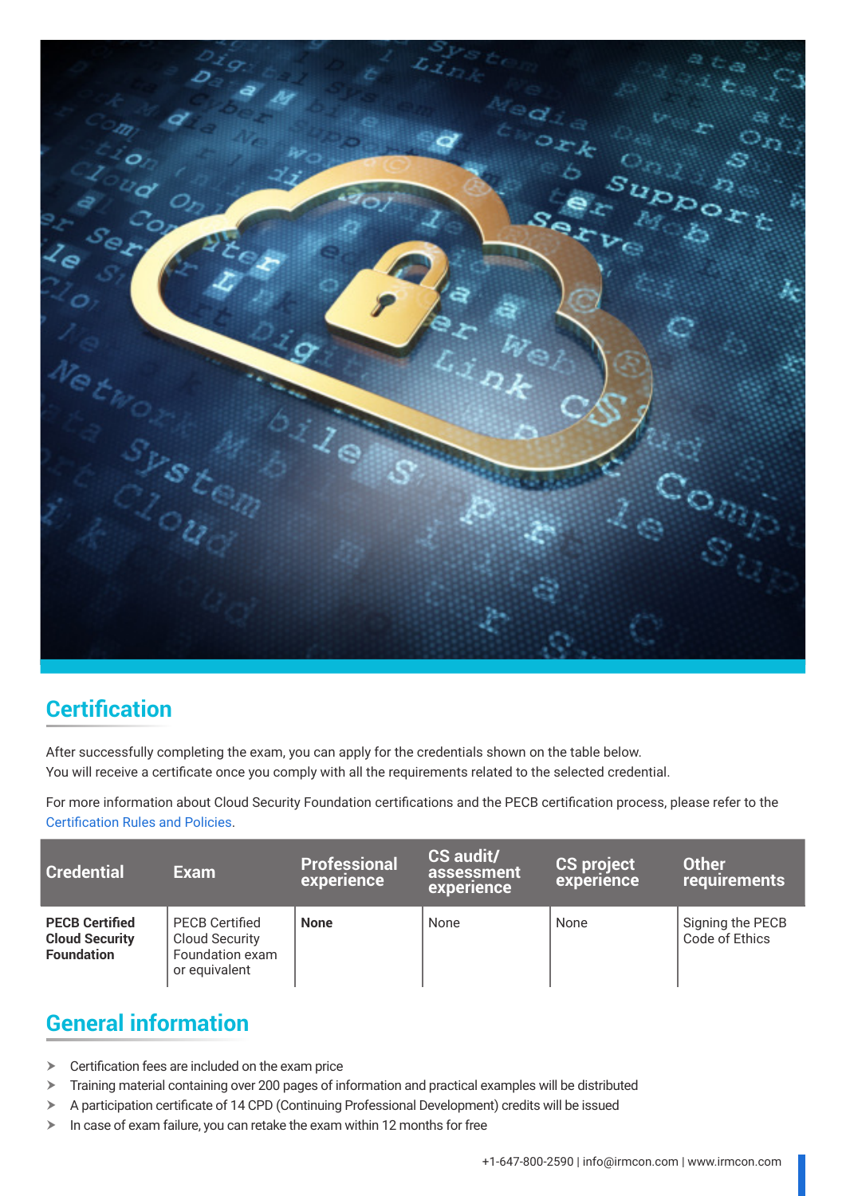## Certification

After successfully completing the exam, you can apply for the credentials shown on the table below.
You will receive a certificate once you comply with all the requirements related to the selected credential.

For more information about Cloud Security Foundation certifications and the PECB certification process, please refer to the Certification Rules and Policies.

| Credential | Exam | Professional experience | CS audit/ assessment experience | CS project experience | Other requirements |
|---|---|---|---|---|---|
| **PECB Certified Cloud Security Foundation** | PECB Certified Cloud Security Foundation exam or equivalent | **None** | None | None | Signing the PECB Code of Ethics |

## General information

- Certification fees are included on the exam price
- Training material containing over 200 pages of information and practical examples will be distributed
- A participation certificate of 14 CPD (Continuing Professional Development) credits will be issued
- In case of exam failure, you can retake the exam within 12 months for free

+1-647-800-2590 | info@irmcon.com | www.irmcon.com